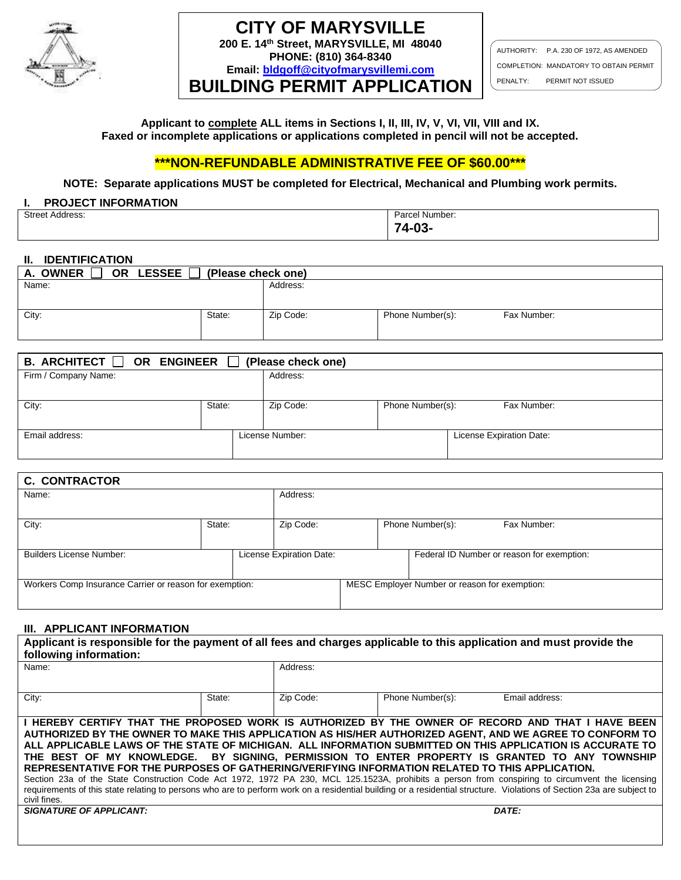# CITY OF MARYSVILLE

**200 E. 14th Street, MARYSVILLE, MI 48040**
**PHONE: (810) 364-8340**
**Email: bldgoff@cityofmarysvillemi.com**

# BUILDING PERMIT APPLICATION

| | |
|---|---|
| AUTHORITY: | P.A. 230 OF 1972, AS AMENDED |
| COMPLETION: | MANDATORY TO OBTAIN PERMIT |
| PENALTY: | PERMIT NOT ISSUED |

**Applicant to complete ALL items in Sections I, II, III, IV, V, VI, VII, VIII and IX.**
**Faxed or incomplete applications or applications completed in pencil will not be accepted.**

**\*\*\*NON-REFUNDABLE ADMINISTRATIVE FEE OF $60.00\*\*\***

**NOTE: Separate applications MUST be completed for Electrical, Mechanical and Plumbing work permits.**

## I. PROJECT INFORMATION

| Street Address: | Parcel Number: **74-03-** |
|---|---|

## II. IDENTIFICATION

**A. OWNER ☐ OR LESSEE ☐ (Please check one)**

| Name: | | Address: | | |
|---|---|---|---|---|
| City: | State: | Zip Code: | Phone Number(s): | Fax Number: |

**B. ARCHITECT ☐ OR ENGINEER ☐ (Please check one)**

| Firm / Company Name: | | Address: | | |
|---|---|---|---|---|
| City: | State: | Zip Code: | Phone Number(s): | Fax Number: |
| Email address: | | License Number: | | License Expiration Date: |

**C. CONTRACTOR**

| Name: | | Address: | | |
|---|---|---|---|---|
| City: | State: | Zip Code: | Phone Number(s): | Fax Number: |
| Builders License Number: | | License Expiration Date: | | Federal ID Number or reason for exemption: |
| Workers Comp Insurance Carrier or reason for exemption: | | | MESC Employer Number or reason for exemption: | |

## III. APPLICANT INFORMATION

**Applicant is responsible for the payment of all fees and charges applicable to this application and must provide the following information:**

| Name: | | Address: | | |
|---|---|---|---|---|
| City: | State: | Zip Code: | Phone Number(s): | Email address: |

**I HEREBY CERTIFY THAT THE PROPOSED WORK IS AUTHORIZED BY THE OWNER OF RECORD AND THAT I HAVE BEEN AUTHORIZED BY THE OWNER TO MAKE THIS APPLICATION AS HIS/HER AUTHORIZED AGENT, AND WE AGREE TO CONFORM TO ALL APPLICABLE LAWS OF THE STATE OF MICHIGAN. ALL INFORMATION SUBMITTED ON THIS APPLICATION IS ACCURATE TO THE BEST OF MY KNOWLEDGE. BY SIGNING, PERMISSION TO ENTER PROPERTY IS GRANTED TO ANY TOWNSHIP REPRESENTATIVE FOR THE PURPOSES OF GATHERING/VERIFYING INFORMATION RELATED TO THIS APPLICATION.**

Section 23a of the State Construction Code Act 1972, 1972 PA 230, MCL 125.1523A, prohibits a person from conspiring to circumvent the licensing requirements of this state relating to persons who are to perform work on a residential building or a residential structure. Violations of Section 23a are subject to civil fines.

| ***SIGNATURE OF APPLICANT:*** | ***DATE:*** |
|---|---|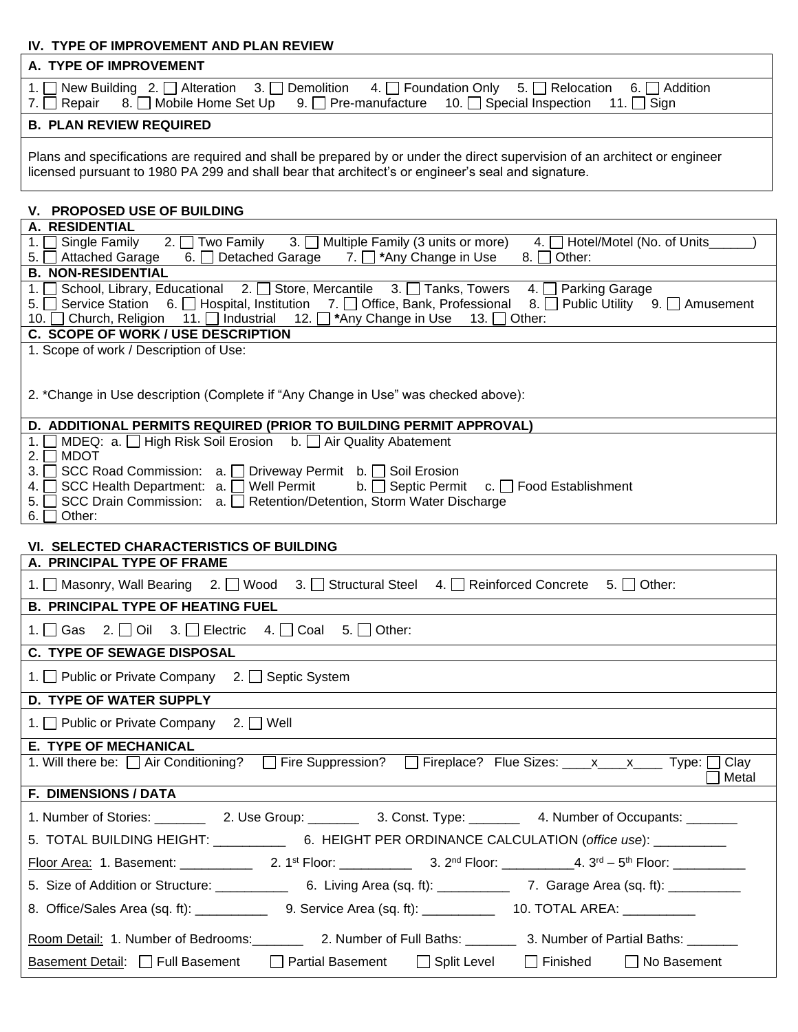## IV. TYPE OF IMPROVEMENT AND PLAN REVIEW

### A. TYPE OF IMPROVEMENT

1. ☐ New Building 2. ☐ Alteration 3. ☐ Demolition 4. ☐ Foundation Only 5. ☐ Relocation 6. ☐ Addition
7. ☐ Repair 8. ☐ Mobile Home Set Up 9. ☐ Pre-manufacture 10. ☐ Special Inspection 11. ☐ Sign

### B. PLAN REVIEW REQUIRED

Plans and specifications are required and shall be prepared by or under the direct supervision of an architect or engineer licensed pursuant to 1980 PA 299 and shall bear that architect's or engineer's seal and signature.

## V. PROPOSED USE OF BUILDING

### A. RESIDENTIAL

1. ☐ Single Family 2. ☐ Two Family 3. ☐ Multiple Family (3 units or more) 4. ☐ Hotel/Motel (No. of Units______)
5. ☐ Attached Garage 6. ☐ Detached Garage 7. ☐ ***Any Change in Use** 8. ☐ Other:

### B. NON-RESIDENTIAL

1. ☐ School, Library, Educational 2. ☐ Store, Mercantile 3. ☐ Tanks, Towers 4. ☐ Parking Garage
5. ☐ Service Station 6. ☐ Hospital, Institution 7. ☐ Office, Bank, Professional 8. ☐ Public Utility 9. ☐ Amusement
10. ☐ Church, Religion 11. ☐ Industrial 12. ☐ ***Any Change in Use** 13. ☐ Other:

### C. SCOPE OF WORK / USE DESCRIPTION

1. Scope of work / Description of Use:

2. *Change in Use description (Complete if "Any Change in Use" was checked above):

### D. ADDITIONAL PERMITS REQUIRED (PRIOR TO BUILDING PERMIT APPROVAL)

1. ☐ MDEQ: a. ☐ High Risk Soil Erosion b. ☐ Air Quality Abatement
2. ☐ MDOT
3. ☐ SCC Road Commission: a. ☐ Driveway Permit b. ☐ Soil Erosion
4. ☐ SCC Health Department: a. ☐ Well Permit b. ☐ Septic Permit c. ☐ Food Establishment
5. ☐ SCC Drain Commission: a. ☐ Retention/Detention, Storm Water Discharge
6. ☐ Other:

## VI. SELECTED CHARACTERISTICS OF BUILDING

### A. PRINCIPAL TYPE OF FRAME

1. ☐ Masonry, Wall Bearing 2. ☐ Wood 3. ☐ Structural Steel 4. ☐ Reinforced Concrete 5. ☐ Other:

### B. PRINCIPAL TYPE OF HEATING FUEL

1. ☐ Gas 2. ☐ Oil 3. ☐ Electric 4. ☐ Coal 5. ☐ Other:

### C. TYPE OF SEWAGE DISPOSAL

1. ☐ Public or Private Company 2. ☐ Septic System

### D. TYPE OF WATER SUPPLY

1. ☐ Public or Private Company 2. ☐ Well

### E. TYPE OF MECHANICAL

1. Will there be: ☐ Air Conditioning? ☐ Fire Suppression? ☐ Fireplace? Flue Sizes: ____x____x____ Type: ☐ Clay ☐ Metal

### F. DIMENSIONS / DATA

1. Number of Stories: _______ 2. Use Group: _______ 3. Const. Type: _______ 4. Number of Occupants: _______

5. TOTAL BUILDING HEIGHT: __________ 6. HEIGHT PER ORDINANCE CALCULATION (*office use*): __________

Floor Area: 1. Basement: __________ 2. 1st Floor: __________ 3. 2nd Floor: __________ 4. 3rd – 5th Floor: __________

5. Size of Addition or Structure: __________ 6. Living Area (sq. ft): __________ 7. Garage Area (sq. ft): __________

8. Office/Sales Area (sq. ft): __________ 9. Service Area (sq. ft): __________ 10. TOTAL AREA: __________

Room Detail: 1. Number of Bedrooms:_______ 2. Number of Full Baths: _______ 3. Number of Partial Baths: _______

Basement Detail: ☐ Full Basement ☐ Partial Basement ☐ Split Level ☐ Finished ☐ No Basement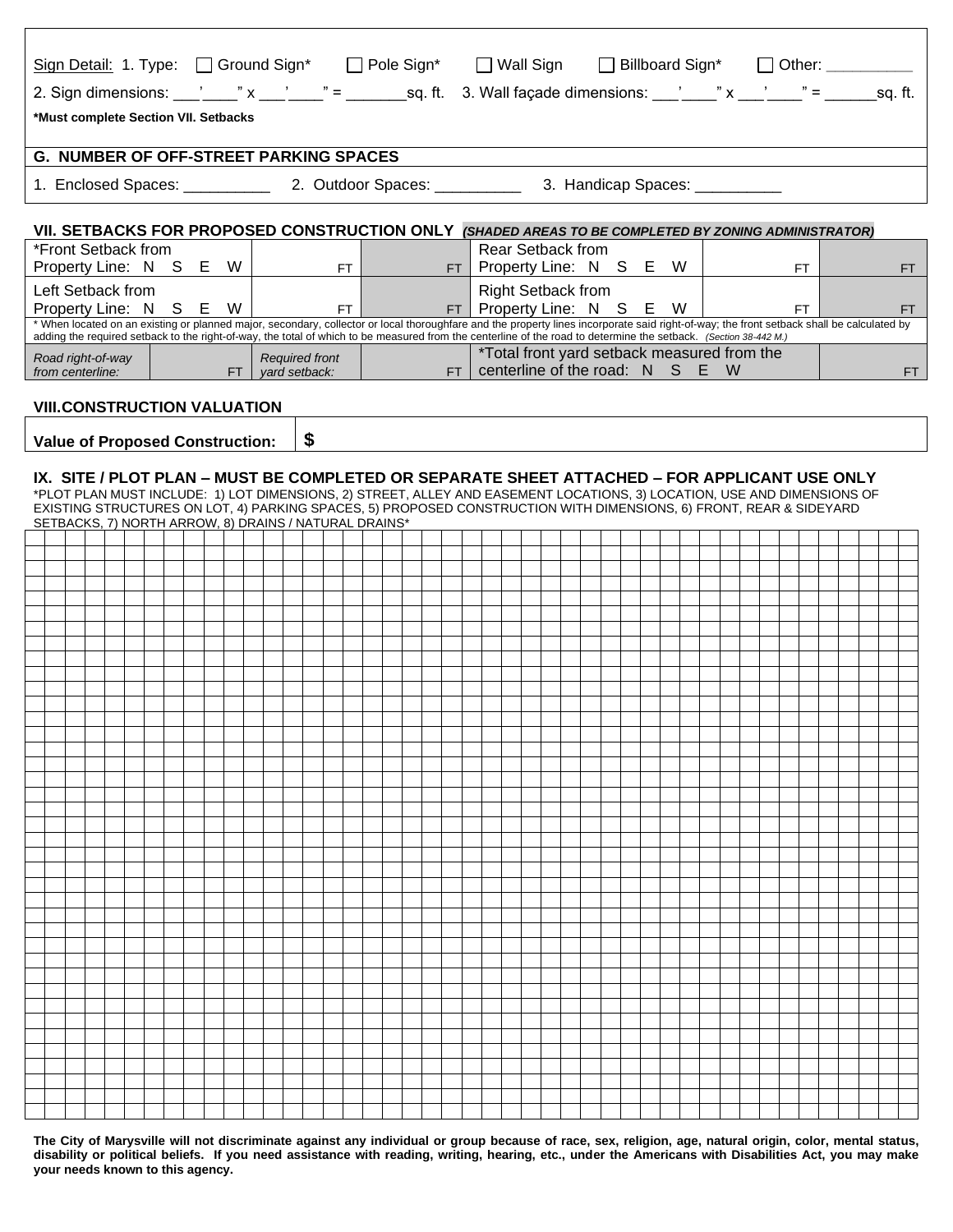Sign Detail: 1. Type: ☐ Ground Sign* ☐ Pole Sign* ☐ Wall Sign ☐ Billboard Sign* ☐ Other: __________

2. Sign dimensions: ___'____" x ___'____" = _______sq. ft. 3. Wall façade dimensions: ___'____" x ___'____" = ______sq. ft.

**\*Must complete Section VII. Setbacks**

## G. NUMBER OF OFF-STREET PARKING SPACES

1. Enclosed Spaces: __________ 2. Outdoor Spaces: __________ 3. Handicap Spaces: __________

## VII. SETBACKS FOR PROPOSED CONSTRUCTION ONLY *(SHADED AREAS TO BE COMPLETED BY ZONING ADMINISTRATOR)*

| | | | | | |
|---|---|---|---|---|---|
| *Front Setback from Property Line: N S E W | FT | FT | Rear Setback from Property Line: N S E W | FT | FT |
| Left Setback from Property Line: N S E W | FT | FT | Right Setback from Property Line: N S E W | FT | FT |

\* When located on an existing or planned major, secondary, collector or local thoroughfare and the property lines incorporate said right-of-way; the front setback shall be calculated by adding the required setback to the right-of-way, the total of which to be measured from the centerline of the road to determine the setback. *(Section 38-442 M.)*

| | | | | | |
|---|---|---|---|---|---|
| *Road right-of-way from centerline:* | FT | *Required front yard setback:* | FT | *Total front yard setback measured from the centerline of the road: N S E W | FT |

## VIII.CONSTRUCTION VALUATION

| | |
|---|---|
| **Value of Proposed Construction:** | **$** |

## IX. SITE / PLOT PLAN – MUST BE COMPLETED OR SEPARATE SHEET ATTACHED – FOR APPLICANT USE ONLY

\*PLOT PLAN MUST INCLUDE: 1) LOT DIMENSIONS, 2) STREET, ALLEY AND EASEMENT LOCATIONS, 3) LOCATION, USE AND DIMENSIONS OF EXISTING STRUCTURES ON LOT, 4) PARKING SPACES, 5) PROPOSED CONSTRUCTION WITH DIMENSIONS, 6) FRONT, REAR & SIDEYARD SETBACKS, 7) NORTH ARROW, 8) DRAINS / NATURAL DRAINS*

**The City of Marysville will not discriminate against any individual or group because of race, sex, religion, age, natural origin, color, mental status, disability or political beliefs. If you need assistance with reading, writing, hearing, etc., under the Americans with Disabilities Act, you may make your needs known to this agency.**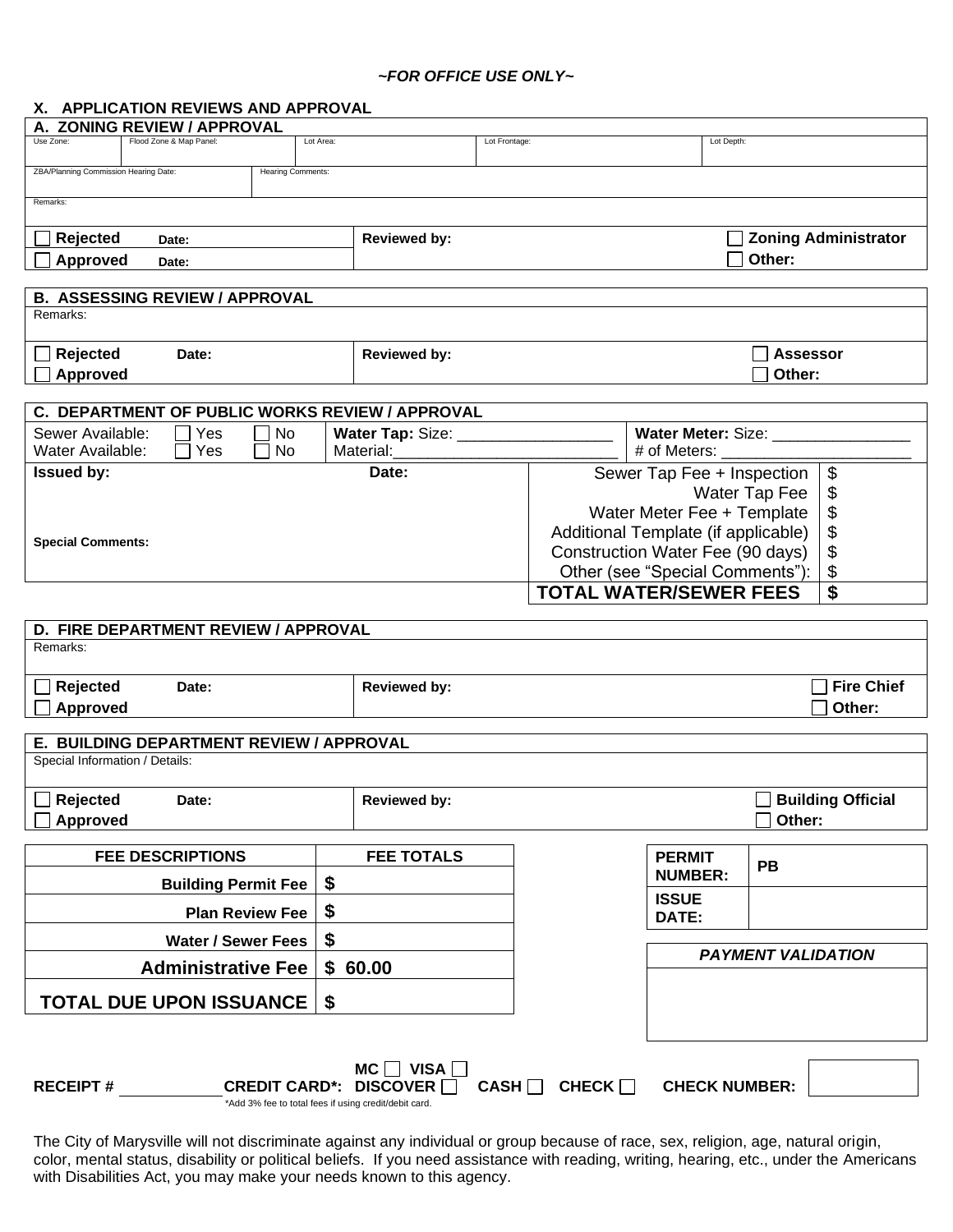*~FOR OFFICE USE ONLY~*

## X. APPLICATION REVIEWS AND APPROVAL

### A. ZONING REVIEW / APPROVAL

| Use Zone: | Flood Zone & Map Panel: | Lot Area: | Lot Frontage: | Lot Depth: |
|---|---|---|---|---|
| ZBA/Planning Commission Hearing Date: | Hearing Comments: | | | |
| Remarks: | | | | |

☐ **Rejected** **Date:** **Reviewed by:** ☐ **Zoning Administrator**

☐ **Approved** **Date:** ☐ **Other:**

### B. ASSESSING REVIEW / APPROVAL

Remarks:

☐ **Rejected** **Date:** **Reviewed by:** ☐ **Assessor**

☐ **Approved** ☐ **Other:**

### C. DEPARTMENT OF PUBLIC WORKS REVIEW / APPROVAL

| | | |
|---|---|---|
| Sewer Available: ☐ Yes ☐ No<br>Water Available: ☐ Yes ☐ No | **Water Tap:** Size: ___________<br>Material: ___________ | **Water Meter:** Size: ___________<br># of Meters: ___________ |

| | | | |
|---|---|---|---|
| **Issued by:** | **Date:** | Sewer Tap Fee + Inspection | $ |
| | | Water Tap Fee | $ |
| | | Water Meter Fee + Template | $ |
| **Special Comments:** | | Additional Template (if applicable) | $ |
| | | Construction Water Fee (90 days) | $ |
| | | Other (see "Special Comments"): | $ |
| | | **TOTAL WATER/SEWER FEES** | **$** |

### D. FIRE DEPARTMENT REVIEW / APPROVAL

Remarks:

☐ **Rejected** **Date:** **Reviewed by:** ☐ **Fire Chief**

☐ **Approved** ☐ **Other:**

### E. BUILDING DEPARTMENT REVIEW / APPROVAL

Special Information / Details:

☐ **Rejected** **Date:** **Reviewed by:** ☐ **Building Official**

☐ **Approved** ☐ **Other:**

| FEE DESCRIPTIONS | FEE TOTALS |
|---|---|
| **Building Permit Fee** | **$** |
| **Plan Review Fee** | **$** |
| **Water / Sewer Fees** | **$** |
| **Administrative Fee** | **$ 60.00** |
| **TOTAL DUE UPON ISSUANCE** | **$** |

| | |
|---|---|
| **PERMIT NUMBER:** | **PB** |
| **ISSUE DATE:** | |

| *PAYMENT VALIDATION* |
|---|
| |

**RECEIPT #** ___________ **CREDIT CARD\*:** **MC** ☐ **VISA** ☐ **DISCOVER** ☐ **CASH** ☐ **CHECK** ☐ **CHECK NUMBER:** ___________

\*Add 3% fee to total fees if using credit/debit card.

The City of Marysville will not discriminate against any individual or group because of race, sex, religion, age, natural origin, color, mental status, disability or political beliefs. If you need assistance with reading, writing, hearing, etc., under the Americans with Disabilities Act, you may make your needs known to this agency.